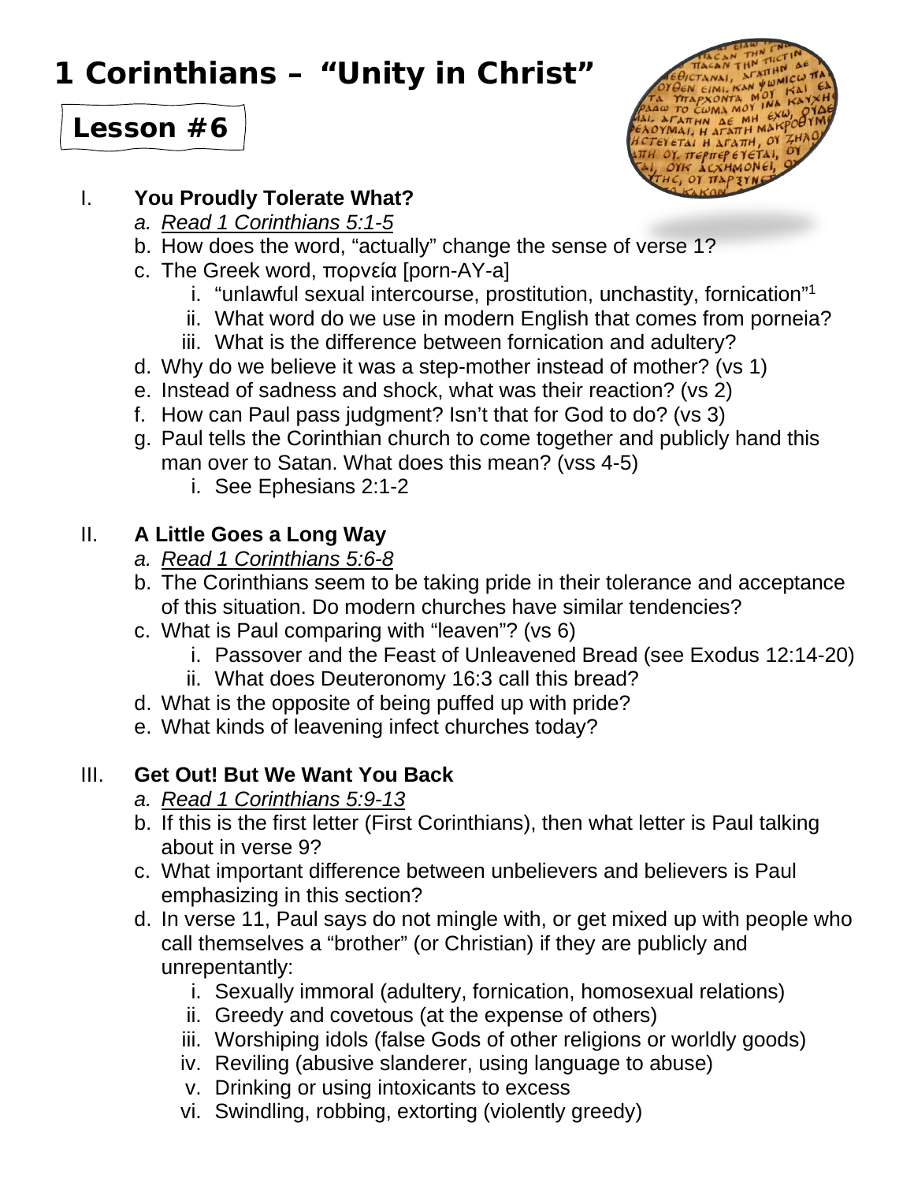# 1 Corinthians – "Unity in Christ"

## Lesson #6

I. **You Proudly Tolerate What?**
   a. *Read 1 Corinthians 5:1-5*
   b. How does the word, "actually" change the sense of verse 1?
   c. The Greek word, πορνεία [porn-AY-a]
      i. "unlawful sexual intercourse, prostitution, unchastity, fornication"[1]
      ii. What word do we use in modern English that comes from porneia?
      iii. What is the difference between fornication and adultery?
   d. Why do we believe it was a step-mother instead of mother? (vs 1)
   e. Instead of sadness and shock, what was their reaction? (vs 2)
   f. How can Paul pass judgment? Isn't that for God to do? (vs 3)
   g. Paul tells the Corinthian church to come together and publicly hand this man over to Satan. What does this mean? (vss 4-5)
      i. See Ephesians 2:1-2

II. **A Little Goes a Long Way**
   a. *Read 1 Corinthians 5:6-8*
   b. The Corinthians seem to be taking pride in their tolerance and acceptance of this situation. Do modern churches have similar tendencies?
   c. What is Paul comparing with "leaven"? (vs 6)
      i. Passover and the Feast of Unleavened Bread (see Exodus 12:14-20)
      ii. What does Deuteronomy 16:3 call this bread?
   d. What is the opposite of being puffed up with pride?
   e. What kinds of leavening infect churches today?

III. **Get Out! But We Want You Back**
   a. *Read 1 Corinthians 5:9-13*
   b. If this is the first letter (First Corinthians), then what letter is Paul talking about in verse 9?
   c. What important difference between unbelievers and believers is Paul emphasizing in this section?
   d. In verse 11, Paul says do not mingle with, or get mixed up with people who call themselves a "brother" (or Christian) if they are publicly and unrepentantly:
      i. Sexually immoral (adultery, fornication, homosexual relations)
      ii. Greedy and covetous (at the expense of others)
      iii. Worshiping idols (false Gods of other religions or worldly goods)
      iv. Reviling (abusive slanderer, using language to abuse)
      v. Drinking or using intoxicants to excess
      vi. Swindling, robbing, extorting (violently greedy)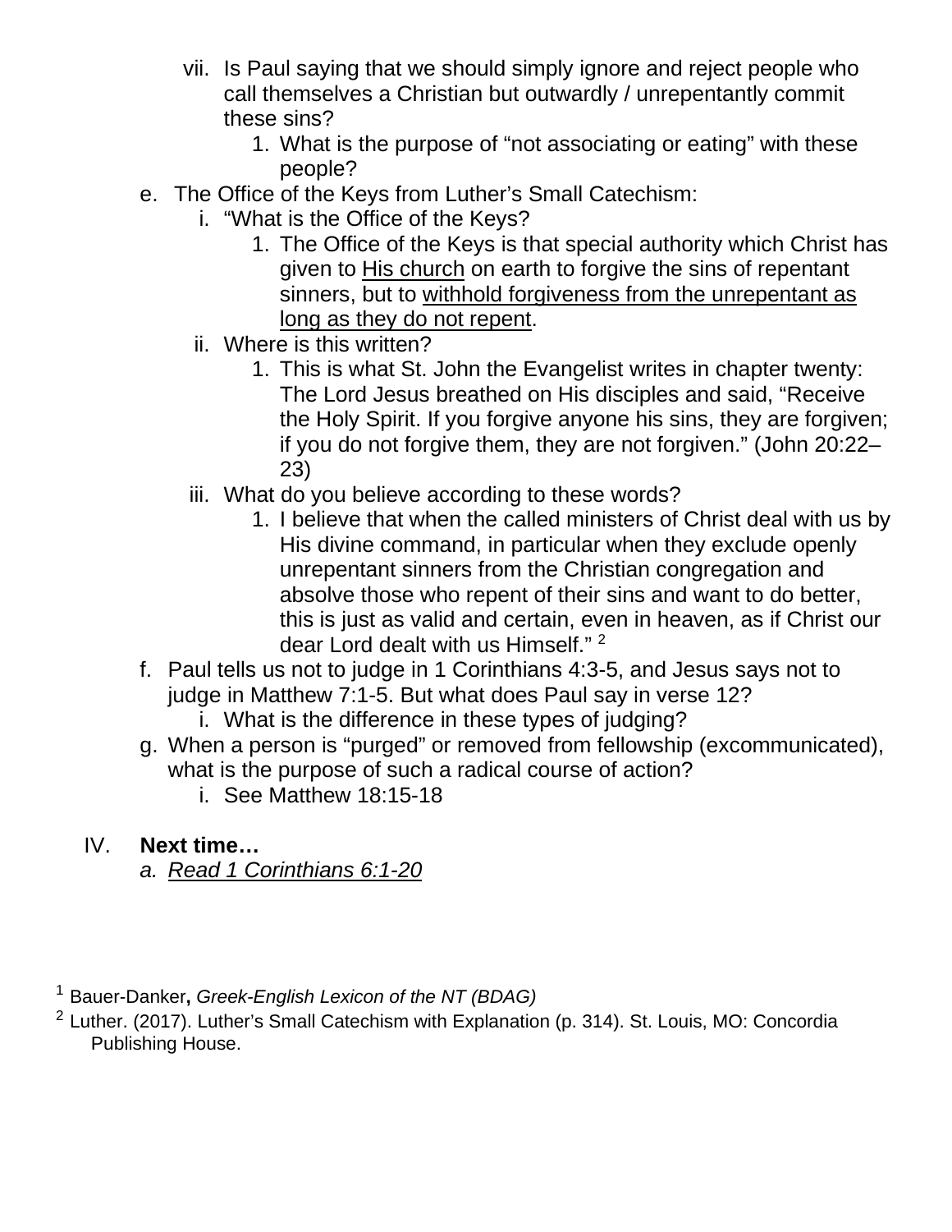vii. Is Paul saying that we should simply ignore and reject people who call themselves a Christian but outwardly / unrepentantly commit these sins?
    1. What is the purpose of "not associating or eating" with these people?

e. The Office of the Keys from Luther's Small Catechism:
    i. "What is the Office of the Keys?
        1. The Office of the Keys is that special authority which Christ has given to <u>His church</u> on earth to forgive the sins of repentant sinners, but to <u>withhold forgiveness from the unrepentant as long as they do not repent</u>.
    ii. Where is this written?
        1. This is what St. John the Evangelist writes in chapter twenty: The Lord Jesus breathed on His disciples and said, "Receive the Holy Spirit. If you forgive anyone his sins, they are forgiven; if you do not forgive them, they are not forgiven." (John 20:22–23)
    iii. What do you believe according to these words?
        1. I believe that when the called ministers of Christ deal with us by His divine command, in particular when they exclude openly unrepentant sinners from the Christian congregation and absolve those who repent of their sins and want to do better, this is just as valid and certain, even in heaven, as if Christ our dear Lord dealt with us Himself." [2]

f. Paul tells us not to judge in 1 Corinthians 4:3-5, and Jesus says not to judge in Matthew 7:1-5. But what does Paul say in verse 12?
    i. What is the difference in these types of judging?

g. When a person is "purged" or removed from fellowship (excommunicated), what is the purpose of such a radical course of action?
    i. See Matthew 18:15-18

IV. **Next time…**
    a. *<u>Read 1 Corinthians 6:1-20</u>*

[1] Bauer-Danker**,** *Greek-English Lexicon of the NT (BDAG)*

[2] Luther. (2017). Luther's Small Catechism with Explanation (p. 314). St. Louis, MO: Concordia Publishing House.